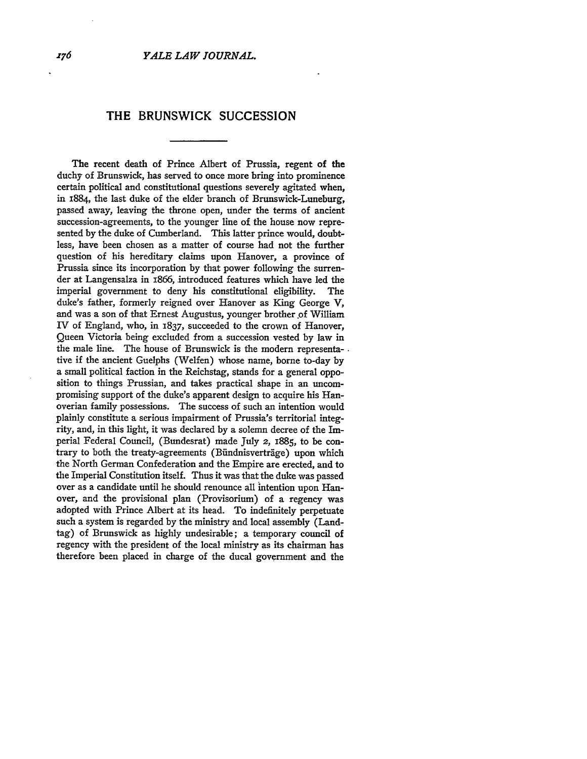# THE BRUNSWICK SUCCESSION

The recent death of Prince Albert of Prussia, regent of the duchy of Brunswick, has served to once more bring into prominence certain political and constitutional questions severely agitated when, in 1884, the last duke of the elder branch of Brunswick-Luneburg, passed away, leaving the throne open, under the terms of ancient succession-agreements, to the younger line of the house now represented by the duke of Cumberland. This latter prince would, doubtless, have been chosen as a matter of course had not the further question of his hereditary claims upon Hanover, a province of Prussia since its incorporation by that power following the surrender at Langensalza in 1866, introduced features which have led the imperial government to deny his constitutional eligibility. The duke's father, formerly reigned over Hanover as King George V, and was a son of that Ernest Augustus, younger brother of William IV of England, who, in 1837, succeeded to the crown of Hanover, Queen Victoria being excluded from a succession vested by law in the male line. The house of Brunswick is the modern representative if the ancient Guelphs (Welfen) whose name, borne to-day by a small political faction in the Reichstag, stands for a general opposition to things Prussian, and takes practical shape in an uncompromising support of the duke's apparent design to acquire his Hanoverian family possessions. The success of such an intention would plainly constitute a serious impairment of Prussia's territorial integrity, and, in this light, it was declared by a solemn decree of the Imperial Federal Council, (Bundesrat) made July 2, 1885, to be contrary to both the treaty-agreements (Bündnisverträge) upon which the North German Confederation and the Empire are erected, and to the Imperial Constitution itself. Thus it was that the duke was passed over as a candidate until he should renounce all intention upon Hanover, and the provisional plan (Provisorium) of a regency was adopted with Prince Albert at its head. To indefinitely perpetuate such a system is regarded by the ministry and local assembly (Landtag) of Brunswick as highly undesirable; a temporary council of regency with the president of the local ministry as its chairman has therefore been placed in charge of the ducal government and the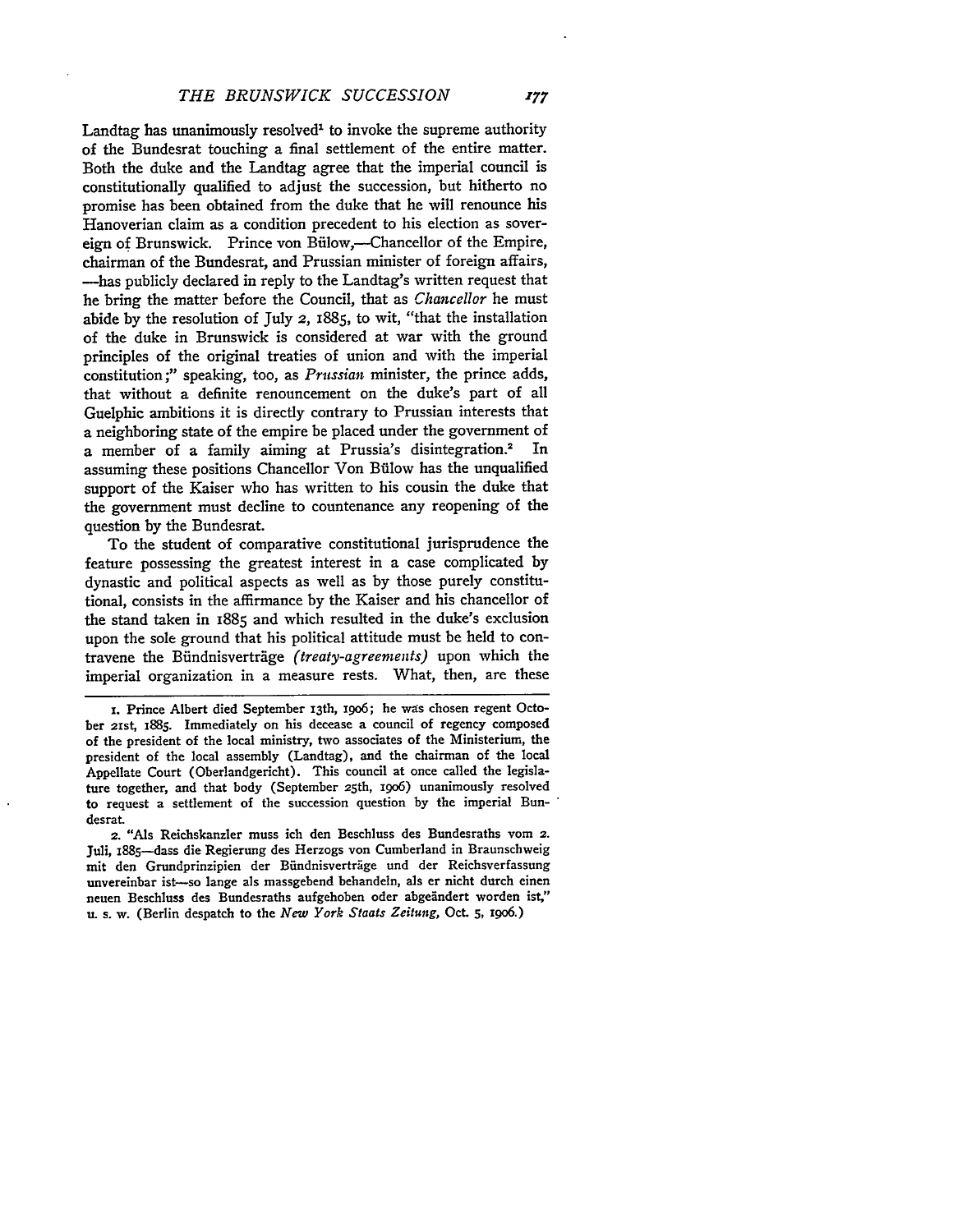Landtag has unanimously resolved[1] to invoke the supreme authority of the Bundesrat touching a final settlement of the entire matter. Both the duke and the Landtag agree that the imperial council is constitutionally qualified to adjust the succession, but hitherto no promise has been obtained from the duke that he will renounce his Hanoverian claim as a condition precedent to his election as sovereign of Brunswick. Prince von Bülow,—Chancellor of the Empire, chairman of the Bundesrat, and Prussian minister of foreign affairs, —has publicly declared in reply to the Landtag's written request that he bring the matter before the Council, that as *Chancellor* he must abide by the resolution of July 2, 1885, to wit, "that the installation of the duke in Brunswick is considered at war with the ground principles of the original treaties of union and with the imperial constitution;" speaking, too, as *Prussian* minister, the prince adds, that without a definite renouncement on the duke's part of all Guelphic ambitions it is directly contrary to Prussian interests that a neighboring state of the empire be placed under the government of a member of a family aiming at Prussia's disintegration.[2] In assuming these positions Chancellor Von Bülow has the unqualified support of the Kaiser who has written to his cousin the duke that the government must decline to countenance any reopening of the question by the Bundesrat.

To the student of comparative constitutional jurisprudence the feature possessing the greatest interest in a case complicated by dynastic and political aspects as well as by those purely constitutional, consists in the affirmance by the Kaiser and his chancellor of the stand taken in 1885 and which resulted in the duke's exclusion upon the sole ground that his political attitude must be held to contravene the Bündnisverträge *(treaty-agreements)* upon which the imperial organization in a measure rests. What, then, are these

---

1. Prince Albert died September 13th, 1906; he was chosen regent October 21st, 1885. Immediately on his decease a council of regency composed of the president of the local ministry, two associates of the Ministerium, the president of the local assembly (Landtag), and the chairman of the local Appellate Court (Oberlandgericht). This council at once called the legislature together, and that body (September 25th, 1906) unanimously resolved to request a settlement of the succession question by the imperial Bundesrat.

2. "Als Reichskanzler muss ich den Beschluss des Bundesraths vom 2. Juli, 1885—dass die Regierung des Herzogs von Cumberland in Braunschweig mit den Grundprinzipien der Bündnisverträge und der Reichsverfassung unvereinbar ist—so lange als massgebend behandeln, als er nicht durch einen neuen Beschluss des Bundesraths aufgehoben oder abgeändert worden ist," u. s. w. (Berlin despatch to the *New York Staats Zeitung*, Oct. 5, 1906.)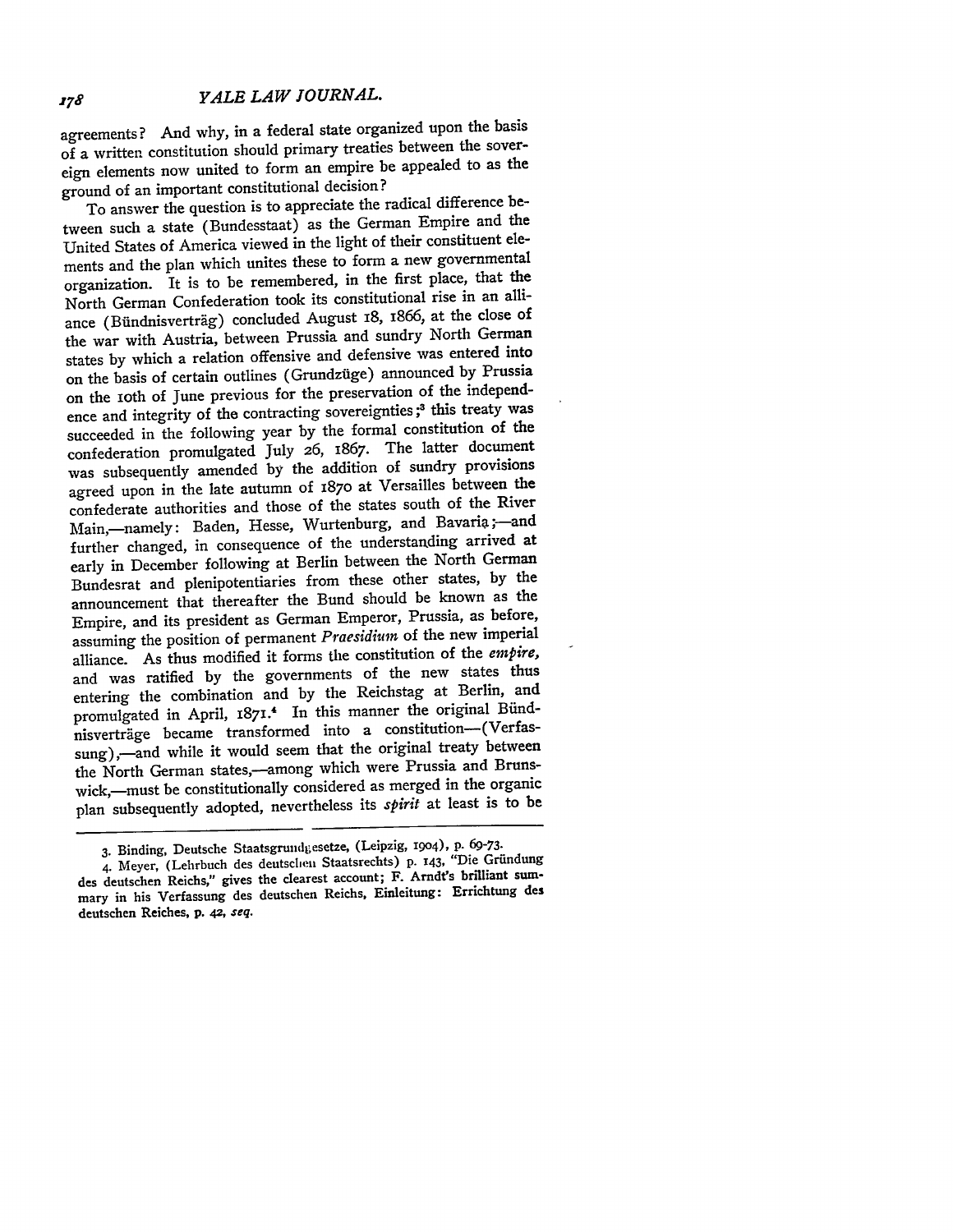agreements? And why, in a federal state organized upon the basis of a written constitution should primary treaties between the sovereign elements now united to form an empire be appealed to as the ground of an important constitutional decision?

To answer the question is to appreciate the radical difference between such a state (Bundesstaat) as the German Empire and the United States of America viewed in the light of their constituent elements and the plan which unites these to form a new governmental organization. It is to be remembered, in the first place, that the North German Confederation took its constitutional rise in an alliance (Bündnisverträg) concluded August 18, 1866, at the close of the war with Austria, between Prussia and sundry North German states by which a relation offensive and defensive was entered into on the basis of certain outlines (Grundzüge) announced by Prussia on the 10th of June previous for the preservation of the independence and integrity of the contracting sovereignties;[3] this treaty was succeeded in the following year by the formal constitution of the confederation promulgated July 26, 1867. The latter document was subsequently amended by the addition of sundry provisions agreed upon in the late autumn of 1870 at Versailles between the confederate authorities and those of the states south of the River Main,—namely: Baden, Hesse, Wurtenburg, and Bavaria;—and further changed, in consequence of the understanding arrived at early in December following at Berlin between the North German Bundesrat and plenipotentiaries from these other states, by the announcement that thereafter the Bund should be known as the Empire, and its president as German Emperor, Prussia, as before, assuming the position of permanent *Praesidium* of the new imperial alliance. As thus modified it forms the constitution of the *empire*, and was ratified by the governments of the new states thus entering the combination and by the Reichstag at Berlin, and promulgated in April, 1871.[4] In this manner the original Bündnisverträge became transformed into a constitution—(Verfassung),—and while it would seem that the original treaty between the North German states,—among which were Prussia and Brunswick,—must be constitutionally considered as merged in the organic plan subsequently adopted, nevertheless its *spirit* at least is to be

---

3. Binding, Deutsche Staatsgrundgesetze, (Leipzig, 1904), p. 69-73.

4. Meyer, (Lehrbuch des deutschen Staatsrechts) p. 143, "Die Gründung des deutschen Reichs," gives the clearest account; F. Arndt's brilliant summary in his Verfassung des deutschen Reichs, Einleitung: Errichtung des deutschen Reiches, p. 42, *seq.*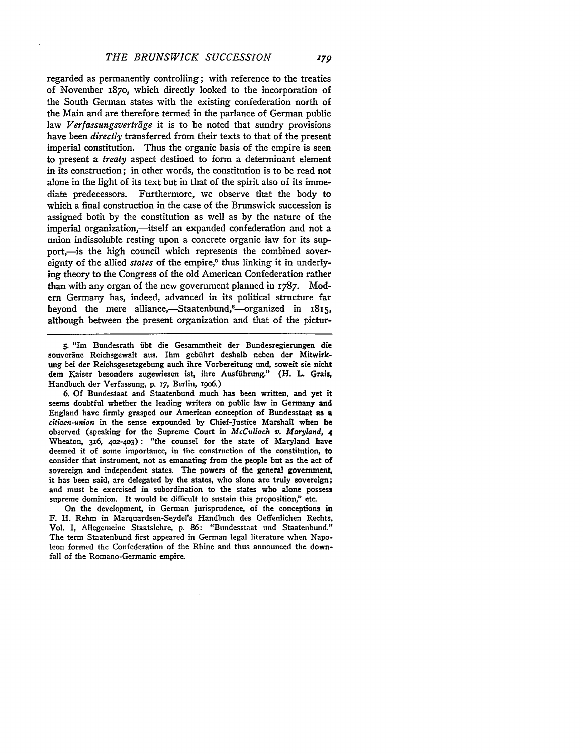regarded as permanently controlling; with reference to the treaties of November 1870, which directly looked to the incorporation of the South German states with the existing confederation north of the Main and are therefore termed in the parlance of German public law *Verfassungsverträge* it is to be noted that sundry provisions have been *directly* transferred from their texts to that of the present imperial constitution. Thus the organic basis of the empire is seen to present a *treaty* aspect destined to form a determinant element in its construction; in other words, the constitution is to be read not alone in the light of its text but in that of the spirit also of its immediate predecessors. Furthermore, we observe that the body to which a final construction in the case of the Brunswick succession is assigned both by the constitution as well as by the nature of the imperial organization,—itself an expanded confederation and not a union indissoluble resting upon a concrete organic law for its support,—is the high council which represents the combined sovereignty of the allied *states* of the empire,[5] thus linking it in underlying theory to the Congress of the old American Confederation rather than with any organ of the new government planned in 1787. Modern Germany has, indeed, advanced in its political structure far beyond the mere alliance,—Staatenbund,[6]—organized in 1815, although between the present organization and that of the pictur-

---

5. "Im Bundesrath übt die Gesammtheit der Bundesregierungen die souveräne Reichsgewalt aus. Ihm gebührt deshalb neben der Mitwirkung bei der Reichsgesetzgebung auch ihre Vorbereitung und, soweit sie nicht dem Kaiser besonders zugewiesen ist, ihre Ausführung." (H. L. Grais, Handbuch der Verfassung, p. 17, Berlin, 1906.)

6. Of Bundestaat and Staatenbund much has been written, and yet it seems doubtful whether the leading writers on public law in Germany and England have firmly grasped our American conception of Bundesstaat as a *citizen-union* in the sense expounded by Chief-Justice Marshall when he observed (speaking for the Supreme Court in *McCulloch v. Maryland*, 4 Wheaton, 316, 402-403): "the counsel for the state of Maryland have deemed it of some importance, in the construction of the constitution, to consider that instrument, not as emanating from the people but as the act of sovereign and independent states. The powers of the general government, it has been said, are delegated by the states, who alone are truly sovereign; and must be exercised in subordination to the states who alone possess supreme dominion. It would be difficult to sustain this proposition," etc.

On the development, in German jurisprudence, of the conceptions in F. H. Rehm in Marquardsen-Seydel's Handbuch des Oeffenlichen Rechts, Vol. I, Allegemeine Staatslehre, p. 86: "Bundesstaat und Staatenbund." The term Staatenbund first appeared in German legal literature when Napoleon formed the Confederation of the Rhine and thus announced the downfall of the Romano-Germanic empire.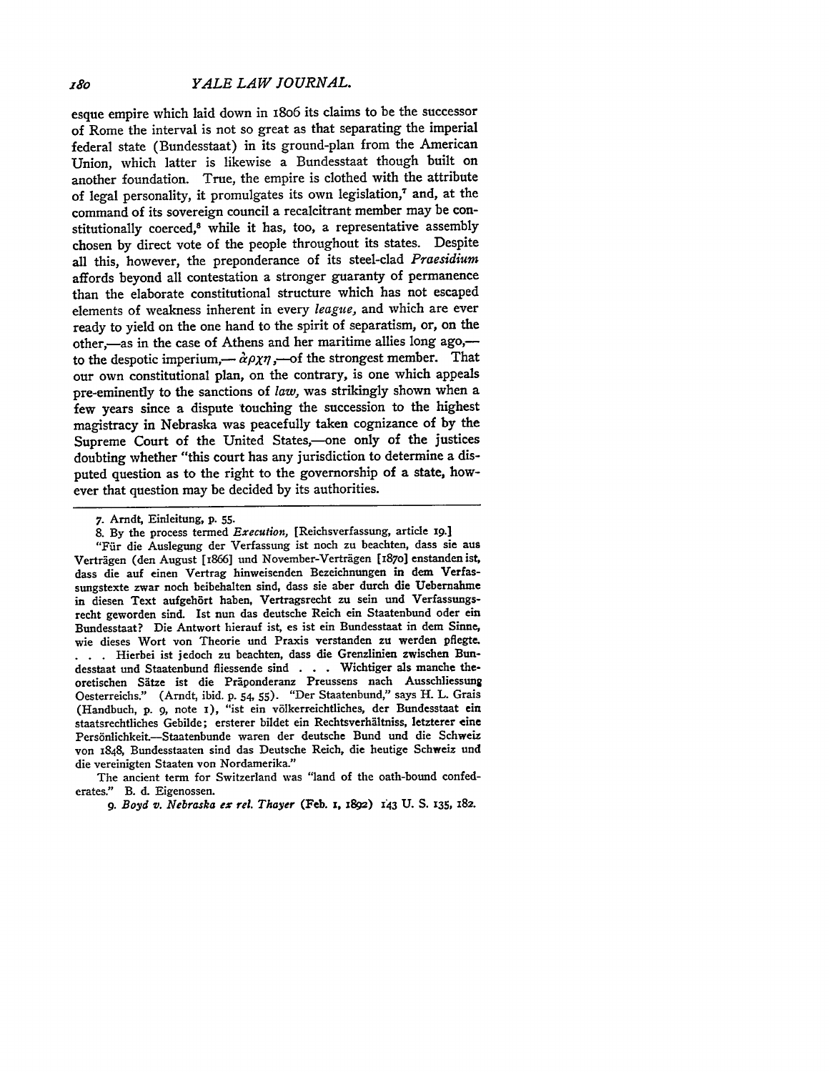esque empire which laid down in 1806 its claims to be the successor of Rome the interval is not so great as that separating the imperial federal state (Bundesstaat) in its ground-plan from the American Union, which latter is likewise a Bundesstaat though built on another foundation. True, the empire is clothed with the attribute of legal personality, it promulgates its own legislation,[7] and, at the command of its sovereign council a recalcitrant member may be constitutionally coerced,[8] while it has, too, a representative assembly chosen by direct vote of the people throughout its states. Despite all this, however, the preponderance of its steel-clad *Praesidium* affords beyond all contestation a stronger guaranty of permanence than the elaborate constitutional structure which has not escaped elements of weakness inherent in every *league*, and which are ever ready to yield on the one hand to the spirit of separatism, or, on the other,—as in the case of Athens and her maritime allies long ago,—to the despotic imperium,— ἀρχη,—of the strongest member. That our own constitutional plan, on the contrary, is one which appeals pre-eminently to the sanctions of *law*, was strikingly shown when a few years since a dispute touching the succession to the highest magistracy in Nebraska was peacefully taken cognizance of by the Supreme Court of the United States,—one only of the justices doubting whether "this court has any jurisdiction to determine a disputed question as to the right to the governorship of a state, however that question may be decided by its authorities.

---

7. Arndt, Einleitung, p. 55.

8. By the process termed *Execution*, [Reichsverfassung, article 19.]

"Für die Auslegung der Verfassung ist noch zu beachten, dass sie aus Verträgen (den August [1866] und November-Verträgen [1870] enstanden ist, dass die auf einen Vertrag hinweisenden Bezeichnungen in dem Verfassungstexte zwar noch beibehalten sind, dass sie aber durch die Uebernahme in diesen Text aufgehört haben, Vertragsrecht zu sein und Verfassungsrecht geworden sind. Ist nun das deutsche Reich ein Staatenbund oder ein Bundesstaat? Die Antwort hierauf ist, es ist ein Bundesstaat in dem Sinne, wie dieses Wort von Theorie und Praxis verstanden zu werden pflegte. . . . Hierbei ist jedoch zu beachten, dass die Grenzlinien zwischen Bundesstaat und Staatenbund fliessende sind . . . Wichtiger als manche theoretischen Sätze ist die Präponderanz Preussens nach Ausschliessung Oesterreichs." (Arndt, ibid. p. 54, 55). "Der Staatenbund," says H. L. Grais (Handbuch, p. 9, note 1), "ist ein völkerreichtliches, der Bundesstaat ein staatsrechtliches Gebilde; ersterer bildet ein Rechtsverhältniss, letzterer eine Persönlichkeit.—Staatenbunde waren der deutsche Bund und die Schweiz von 1848, Bundesstaaten sind das Deutsche Reich, die heutige Schweiz und die vereinigten Staaten von Nordamerika."

The ancient term for Switzerland was "land of the oath-bound confederates." B. d. Eigenossen.

9. *Boyd v. Nebraska ex rel. Thayer* (Feb. 1, 1892) 143 U. S. 135, 182.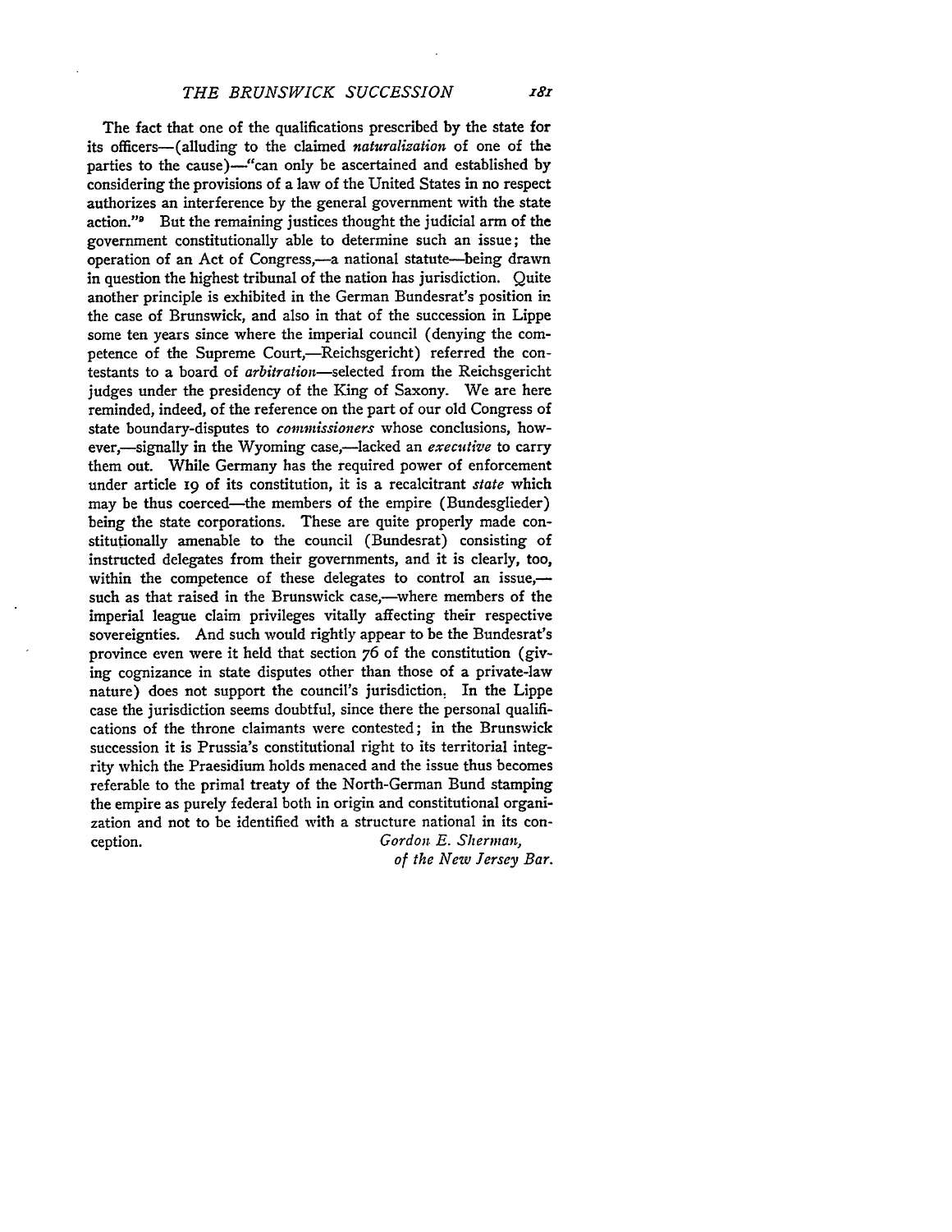The fact that one of the qualifications prescribed by the state for its officers—(alluding to the claimed *naturalization* of one of the parties to the cause)—"can only be ascertained and established by considering the provisions of a law of the United States in no respect authorizes an interference by the general government with the state action."[9] But the remaining justices thought the judicial arm of the government constitutionally able to determine such an issue; the operation of an Act of Congress,—a national statute—being drawn in question the highest tribunal of the nation has jurisdiction. Quite another principle is exhibited in the German Bundesrat's position in the case of Brunswick, and also in that of the succession in Lippe some ten years since where the imperial council (denying the competence of the Supreme Court,—Reichsgericht) referred the contestants to a board of *arbitration*—selected from the Reichsgericht judges under the presidency of the King of Saxony. We are here reminded, indeed, of the reference on the part of our old Congress of state boundary-disputes to *commissioners* whose conclusions, however,—signally in the Wyoming case,—lacked an *executive* to carry them out. While Germany has the required power of enforcement under article 19 of its constitution, it is a recalcitrant *state* which may be thus coerced—the members of the empire (Bundesglieder) being the state corporations. These are quite properly made constitutionally amenable to the council (Bundesrat) consisting of instructed delegates from their governments, and it is clearly, too, within the competence of these delegates to control an issue,—such as that raised in the Brunswick case,—where members of the imperial league claim privileges vitally affecting their respective sovereignties. And such would rightly appear to be the Bundesrat's province even were it held that section 76 of the constitution (giving cognizance in state disputes other than those of a private-law nature) does not support the council's jurisdiction. In the Lippe case the jurisdiction seems doubtful, since there the personal qualifications of the throne claimants were contested; in the Brunswick succession it is Prussia's constitutional right to its territorial integrity which the Praesidium holds menaced and the issue thus becomes referable to the primal treaty of the North-German Bund stamping the empire as purely federal both in origin and constitutional organization and not to be identified with a structure national in its conception.

*Gordon E. Sherman,*
*of the New Jersey Bar.*